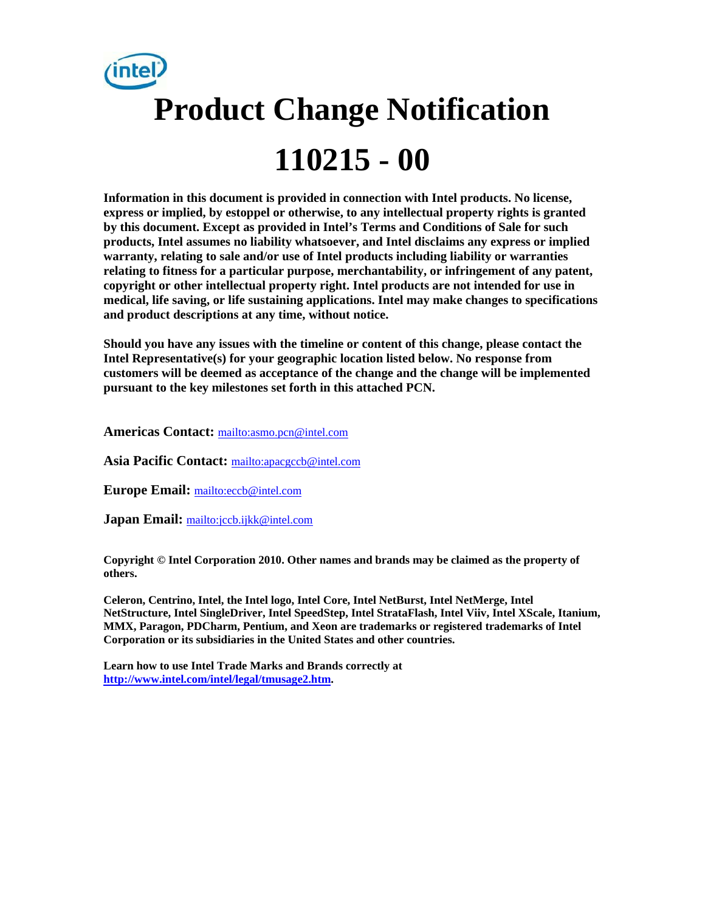# Product Change Notification

# 110215 - 00

**Information in this document is provided in connection with Intel products. No license, express or implied, by estoppel or otherwise, to any intellectual property rights is granted by this document. Except as provided in Intel's Terms and Conditions of Sale for such products, Intel assumes no liability whatsoever, and Intel disclaims any express or implied warranty, relating to sale and/or use of Intel products including liability or warranties relating to fitness for a particular purpose, merchantability, or infringement of any patent, copyright or other intellectual property right. Intel products are not intended for use in medical, life saving, or life sustaining applications. Intel may make changes to specifications and product descriptions at any time, without notice.**

**Should you have any issues with the timeline or content of this change, please contact the Intel Representative(s) for your geographic location listed below. No response from customers will be deemed as acceptance of the change and the change will be implemented pursuant to the key milestones set forth in this attached PCN.**

**Americas Contact:** mailto:asmo.pcn@intel.com

**Asia Pacific Contact:** mailto:apacgccb@intel.com

**Europe Email:** mailto:eccb@intel.com

**Japan Email:** mailto:jccb.ijkk@intel.com

**Copyright © Intel Corporation 2010. Other names and brands may be claimed as the property of others.**

**Celeron, Centrino, Intel, the Intel logo, Intel Core, Intel NetBurst, Intel NetMerge, Intel NetStructure, Intel SingleDriver, Intel SpeedStep, Intel StrataFlash, Intel Viiv, Intel XScale, Itanium, MMX, Paragon, PDCharm, Pentium, and Xeon are trademarks or registered trademarks of Intel Corporation or its subsidiaries in the United States and other countries.**

**Learn how to use Intel Trade Marks and Brands correctly at http://www.intel.com/intel/legal/tmusage2.htm.**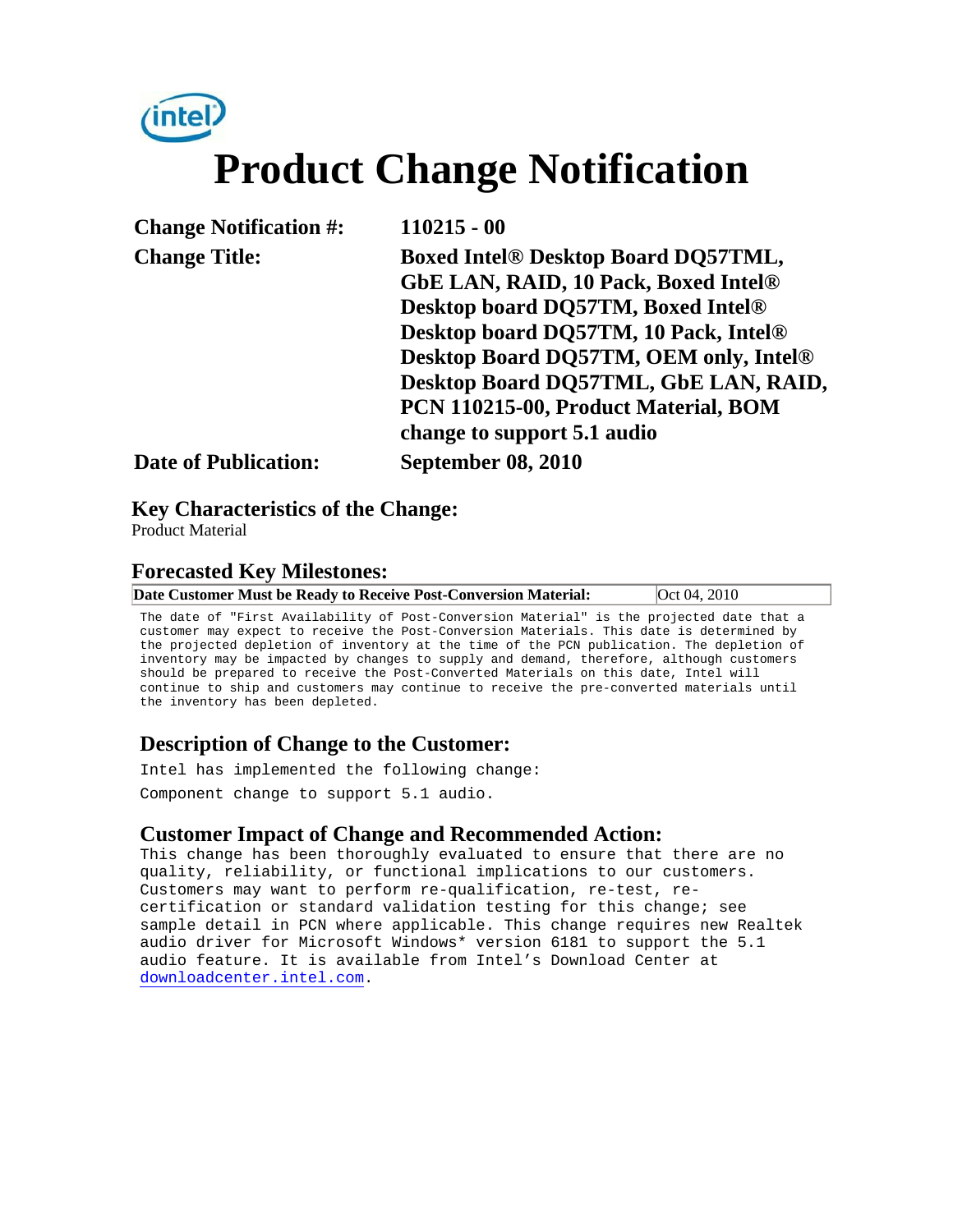# Product Change Notification

| | |
|---|---|
| **Change Notification #:** | **110215 - 00** |
| **Change Title:** | **Boxed Intel® Desktop Board DQ57TML, GbE LAN, RAID, 10 Pack, Boxed Intel® Desktop board DQ57TM, Boxed Intel® Desktop board DQ57TM, 10 Pack, Intel® Desktop Board DQ57TM, OEM only, Intel® Desktop Board DQ57TML, GbE LAN, RAID, PCN 110215-00, Product Material, BOM change to support 5.1 audio** |
| **Date of Publication:** | **September 08, 2010** |

## Key Characteristics of the Change:

Product Material

## Forecasted Key Milestones:

| Date Customer Must be Ready to Receive Post-Conversion Material: | Oct 04, 2010 |
|---|---|

The date of "First Availability of Post-Conversion Material" is the projected date that a customer may expect to receive the Post-Conversion Materials. This date is determined by the projected depletion of inventory at the time of the PCN publication. The depletion of inventory may be impacted by changes to supply and demand, therefore, although customers should be prepared to receive the Post-Converted Materials on this date, Intel will continue to ship and customers may continue to receive the pre-converted materials until the inventory has been depleted.

## Description of Change to the Customer:

Intel has implemented the following change:

Component change to support 5.1 audio.

## Customer Impact of Change and Recommended Action:

This change has been thoroughly evaluated to ensure that there are no quality, reliability, or functional implications to our customers. Customers may want to perform re-qualification, re-test, re-certification or standard validation testing for this change; see sample detail in PCN where applicable. This change requires new Realtek audio driver for Microsoft Windows* version 6181 to support the 5.1 audio feature. It is available from Intel's Download Center at downloadcenter.intel.com.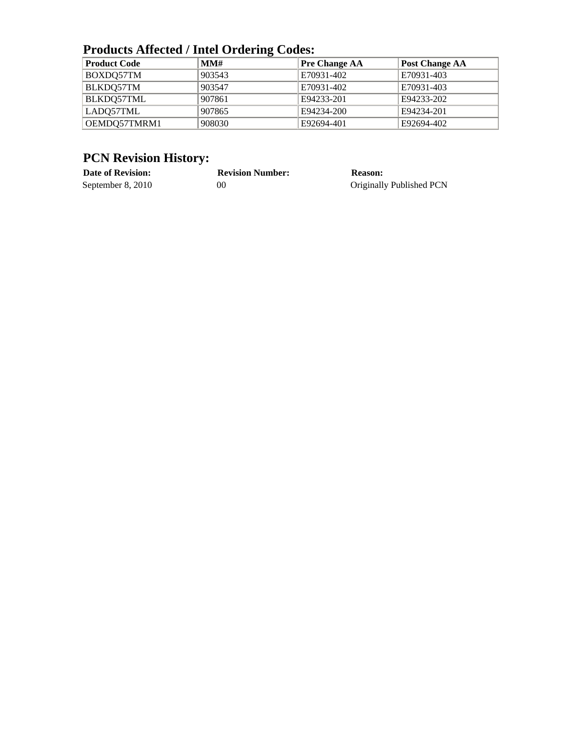## Products Affected / Intel Ordering Codes:

| Product Code | MM# | Pre Change AA | Post Change AA |
|---|---|---|---|
| BOXDQ57TM | 903543 | E70931-402 | E70931-403 |
| BLKDQ57TM | 903547 | E70931-402 | E70931-403 |
| BLKDQ57TML | 907861 | E94233-201 | E94233-202 |
| LADQ57TML | 907865 | E94234-200 | E94234-201 |
| OEMDQ57TMRM1 | 908030 | E92694-401 | E92694-402 |

## PCN Revision History:

| Date of Revision: | Revision Number: | Reason: |
|---|---|---|
| September 8, 2010 | 00 | Originally Published PCN |